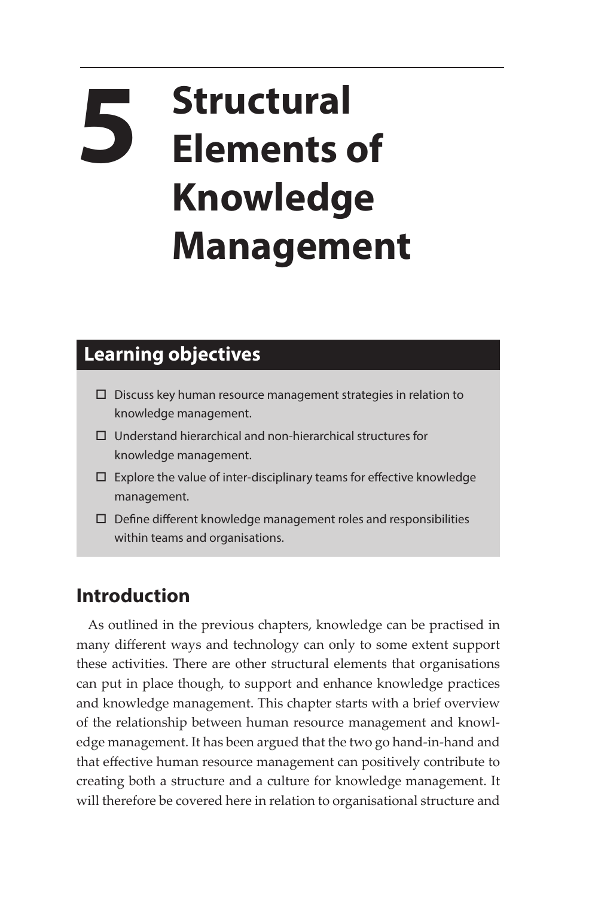# 5 Structural Elements of Knowledge Management

## Learning objectives

- ☐ Discuss key human resource management strategies in relation to knowledge management.
- ☐ Understand hierarchical and non-hierarchical structures for knowledge management.
- ☐ Explore the value of inter-disciplinary teams for effective knowledge management.
- ☐ Define different knowledge management roles and responsibilities within teams and organisations.

## Introduction

As outlined in the previous chapters, knowledge can be practised in many different ways and technology can only to some extent support these activities. There are other structural elements that organisations can put in place though, to support and enhance knowledge practices and knowledge management. This chapter starts with a brief overview of the relationship between human resource management and knowledge management. It has been argued that the two go hand-in-hand and that effective human resource management can positively contribute to creating both a structure and a culture for knowledge management. It will therefore be covered here in relation to organisational structure and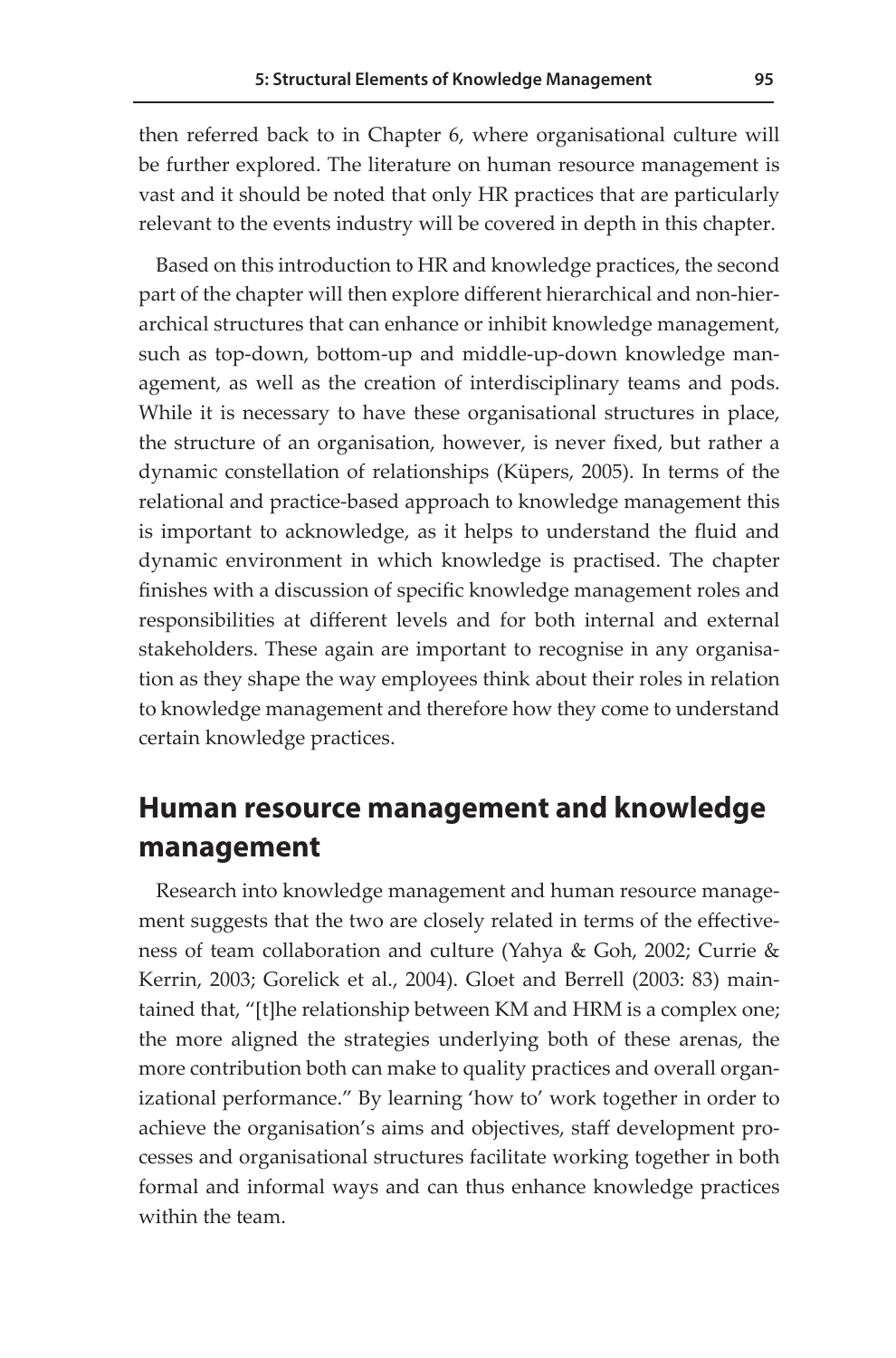then referred back to in Chapter 6, where organisational culture will be further explored. The literature on human resource management is vast and it should be noted that only HR practices that are particularly relevant to the events industry will be covered in depth in this chapter.

Based on this introduction to HR and knowledge practices, the second part of the chapter will then explore different hierarchical and non-hierarchical structures that can enhance or inhibit knowledge management, such as top-down, bottom-up and middle-up-down knowledge management, as well as the creation of interdisciplinary teams and pods. While it is necessary to have these organisational structures in place, the structure of an organisation, however, is never fixed, but rather a dynamic constellation of relationships (Küpers, 2005). In terms of the relational and practice-based approach to knowledge management this is important to acknowledge, as it helps to understand the fluid and dynamic environment in which knowledge is practised. The chapter finishes with a discussion of specific knowledge management roles and responsibilities at different levels and for both internal and external stakeholders. These again are important to recognise in any organisation as they shape the way employees think about their roles in relation to knowledge management and therefore how they come to understand certain knowledge practices.

## Human resource management and knowledge management

Research into knowledge management and human resource management suggests that the two are closely related in terms of the effectiveness of team collaboration and culture (Yahya & Goh, 2002; Currie & Kerrin, 2003; Gorelick et al., 2004). Gloet and Berrell (2003: 83) maintained that, "[t]he relationship between KM and HRM is a complex one; the more aligned the strategies underlying both of these arenas, the more contribution both can make to quality practices and overall organizational performance." By learning 'how to' work together in order to achieve the organisation's aims and objectives, staff development processes and organisational structures facilitate working together in both formal and informal ways and can thus enhance knowledge practices within the team.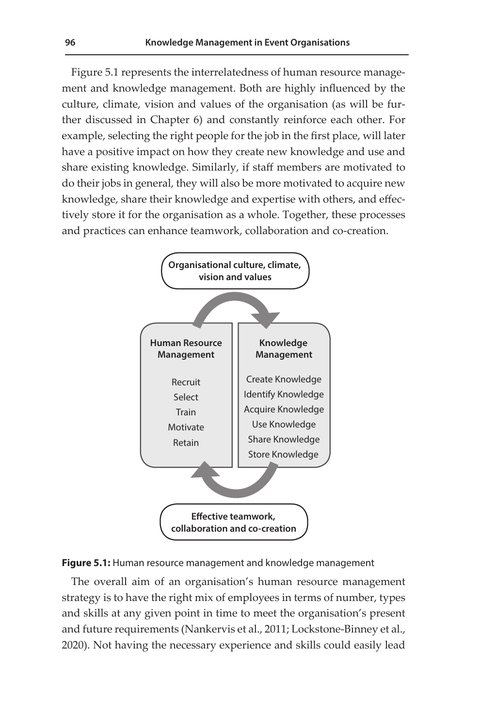Figure 5.1 represents the interrelatedness of human resource management and knowledge management. Both are highly influenced by the culture, climate, vision and values of the organisation (as will be further discussed in Chapter 6) and constantly reinforce each other. For example, selecting the right people for the job in the first place, will later have a positive impact on how they create new knowledge and use and share existing knowledge. Similarly, if staff members are motivated to do their jobs in general, they will also be more motivated to acquire new knowledge, share their knowledge and expertise with others, and effectively store it for the organisation as a whole. Together, these processes and practices can enhance teamwork, collaboration and co-creation.

**Organisational culture, climate, vision and values**

**Human Resource Management**

Recruit
Select
Train
Motivate
Retain

**Knowledge Management**

Create Knowledge
Identify Knowledge
Acquire Knowledge
Use Knowledge
Share Knowledge
Store Knowledge

**Effective teamwork, collaboration and co-creation**

**Figure 5.1:** Human resource management and knowledge management

The overall aim of an organisation's human resource management strategy is to have the right mix of employees in terms of number, types and skills at any given point in time to meet the organisation's present and future requirements (Nankervis et al., 2011; Lockstone-Binney et al., 2020). Not having the necessary experience and skills could easily lead